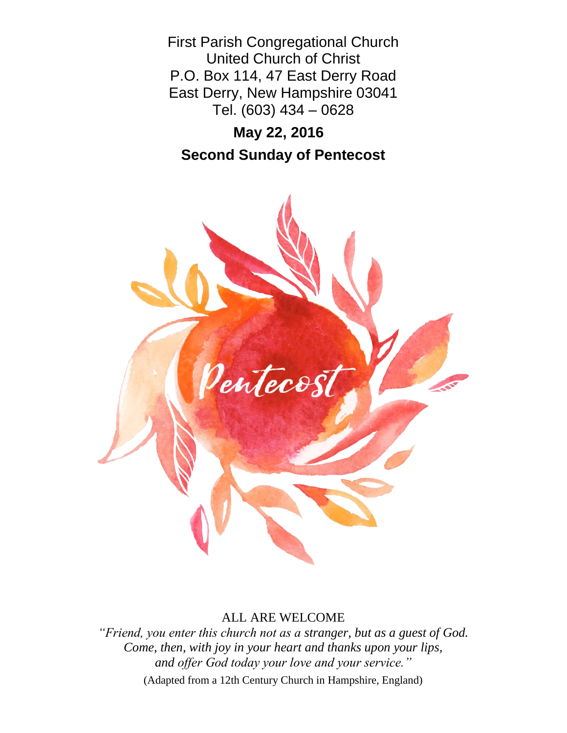First Parish Congregational Church
United Church of Christ
P.O. Box 114, 47 East Derry Road
East Derry, New Hampshire 03041
Tel. (603) 434 – 0628

**May 22, 2016**

**Second Sunday of Pentecost**

Pentecost

ALL ARE WELCOME

*"Friend, you enter this church not as a stranger, but as a guest of God.
Come, then, with joy in your heart and thanks upon your lips,
and offer God today your love and your service."*

(Adapted from a 12th Century Church in Hampshire, England)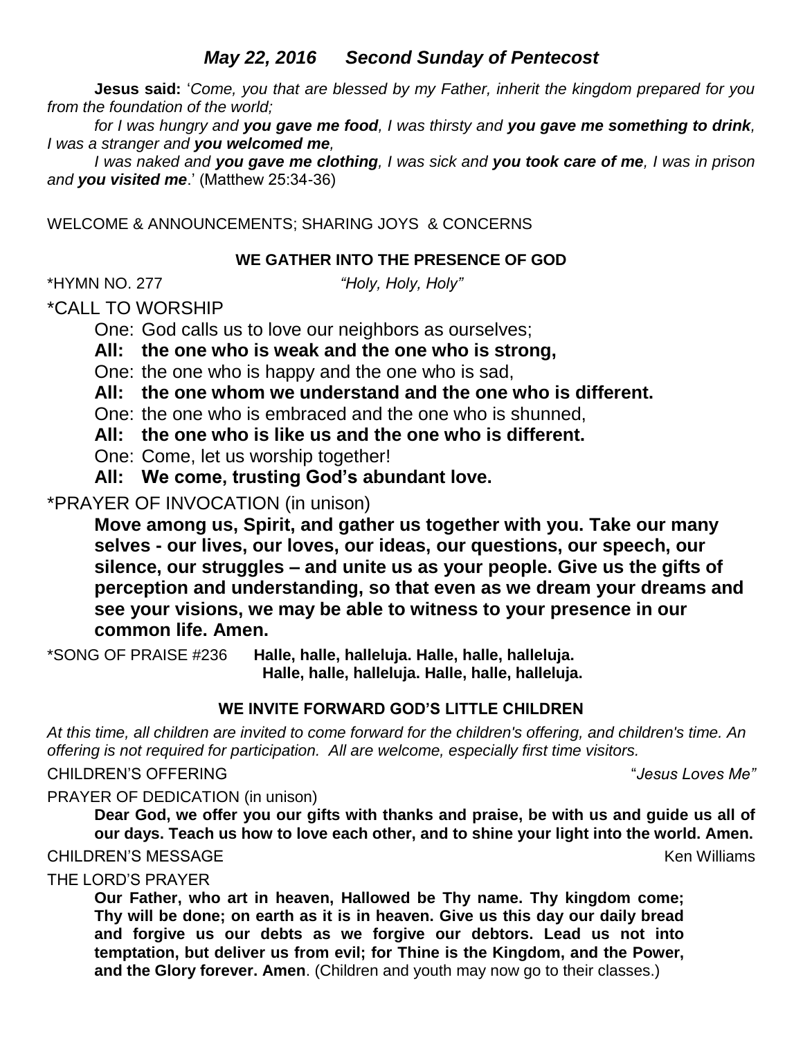## *May 22, 2016 Second Sunday of Pentecost*

**Jesus said:** '*Come, you that are blessed by my Father, inherit the kingdom prepared for you from the foundation of the world;*

*for I was hungry and **you gave me food**, I was thirsty and **you gave me something to drink**, I was a stranger and **you welcomed me**,*

*I was naked and **you gave me clothing**, I was sick and **you took care of me**, I was in prison and **you visited me**.*' (Matthew 25:34-36)

WELCOME & ANNOUNCEMENTS; SHARING JOYS & CONCERNS

### WE GATHER INTO THE PRESENCE OF GOD

*HYMN NO. 277 *"Holy, Holy, Holy"*

*CALL TO WORSHIP

One: God calls us to love our neighbors as ourselves;

**All: the one who is weak and the one who is strong,**

One: the one who is happy and the one who is sad,

**All: the one whom we understand and the one who is different.**

One: the one who is embraced and the one who is shunned,

**All: the one who is like us and the one who is different.**

One: Come, let us worship together!

**All: We come, trusting God's abundant love.**

*PRAYER OF INVOCATION (in unison)

**Move among us, Spirit, and gather us together with you. Take our many selves - our lives, our loves, our ideas, our questions, our speech, our silence, our struggles – and unite us as your people. Give us the gifts of perception and understanding, so that even as we dream your dreams and see your visions, we may be able to witness to your presence in our common life. Amen.**

*SONG OF PRAISE #236 **Halle, halle, halleluja. Halle, halle, halleluja. Halle, halle, halleluja. Halle, halle, halleluja.**

### WE INVITE FORWARD GOD'S LITTLE CHILDREN

*At this time, all children are invited to come forward for the children's offering, and children's time. An offering is not required for participation. All are welcome, especially first time visitors.*

CHILDREN'S OFFERING "*Jesus Loves Me"*

PRAYER OF DEDICATION (in unison)

**Dear God, we offer you our gifts with thanks and praise, be with us and guide us all of our days. Teach us how to love each other, and to shine your light into the world. Amen.**

CHILDREN'S MESSAGE Ken Williams

THE LORD'S PRAYER

**Our Father, who art in heaven, Hallowed be Thy name. Thy kingdom come; Thy will be done; on earth as it is in heaven. Give us this day our daily bread and forgive us our debts as we forgive our debtors. Lead us not into temptation, but deliver us from evil; for Thine is the Kingdom, and the Power, and the Glory forever. Amen**. (Children and youth may now go to their classes.)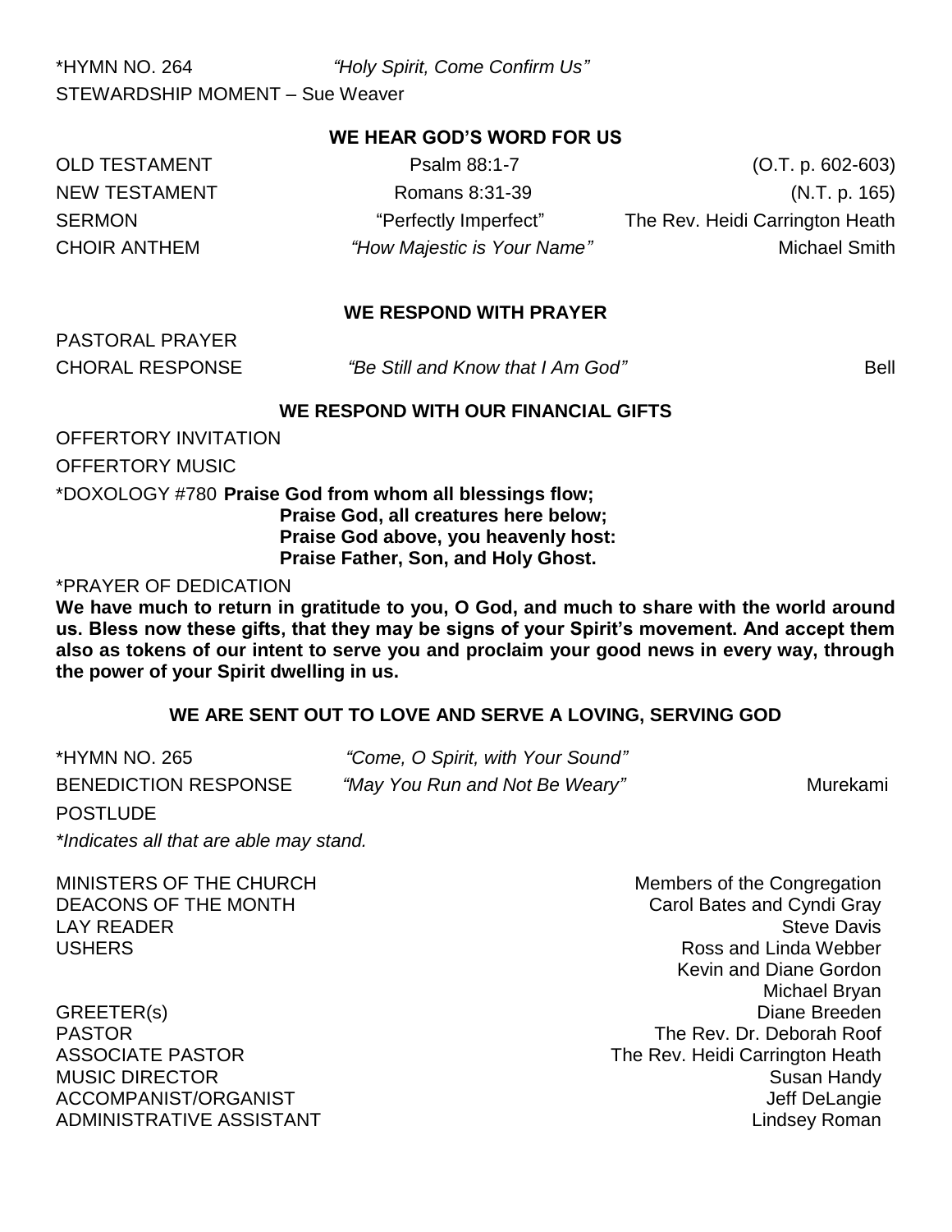*HYMN NO. 264 *"Holy Spirit, Come Confirm Us"*

STEWARDSHIP MOMENT – Sue Weaver

## WE HEAR GOD'S WORD FOR US

| | | |
|---|---|---|
| OLD TESTAMENT | Psalm 88:1-7 | (O.T. p. 602-603) |
| NEW TESTAMENT | Romans 8:31-39 | (N.T. p. 165) |
| SERMON | "Perfectly Imperfect" | The Rev. Heidi Carrington Heath |
| CHOIR ANTHEM | *"How Majestic is Your Name"* | Michael Smith |

## WE RESPOND WITH PRAYER

PASTORAL PRAYER

CHORAL RESPONSE *"Be Still and Know that I Am God"* Bell

## WE RESPOND WITH OUR FINANCIAL GIFTS

OFFERTORY INVITATION

OFFERTORY MUSIC

*DOXOLOGY #780 **Praise God from whom all blessings flow;**
**Praise God, all creatures here below;**
**Praise God above, you heavenly host:**
**Praise Father, Son, and Holy Ghost.**

*PRAYER OF DEDICATION

**We have much to return in gratitude to you, O God, and much to share with the world around us. Bless now these gifts, that they may be signs of your Spirit's movement. And accept them also as tokens of our intent to serve you and proclaim your good news in every way, through the power of your Spirit dwelling in us.**

## WE ARE SENT OUT TO LOVE AND SERVE A LOVING, SERVING GOD

| | | |
|---|---|---|
| *HYMN NO. 265 | *"Come, O Spirit, with Your Sound"* | |
| BENEDICTION RESPONSE | *"May You Run and Not Be Weary"* | Murekami |

POSTLUDE

**Indicates all that are able may stand.*

| | |
|---|---|
| MINISTERS OF THE CHURCH | Members of the Congregation |
| DEACONS OF THE MONTH | Carol Bates and Cyndi Gray |
| LAY READER | Steve Davis |
| USHERS | Ross and Linda Webber<br>Kevin and Diane Gordon<br>Michael Bryan |
| GREETER(s) | Diane Breeden |
| PASTOR | The Rev. Dr. Deborah Roof |
| ASSOCIATE PASTOR | The Rev. Heidi Carrington Heath |
| MUSIC DIRECTOR | Susan Handy |
| ACCOMPANIST/ORGANIST | Jeff DeLangie |
| ADMINISTRATIVE ASSISTANT | Lindsey Roman |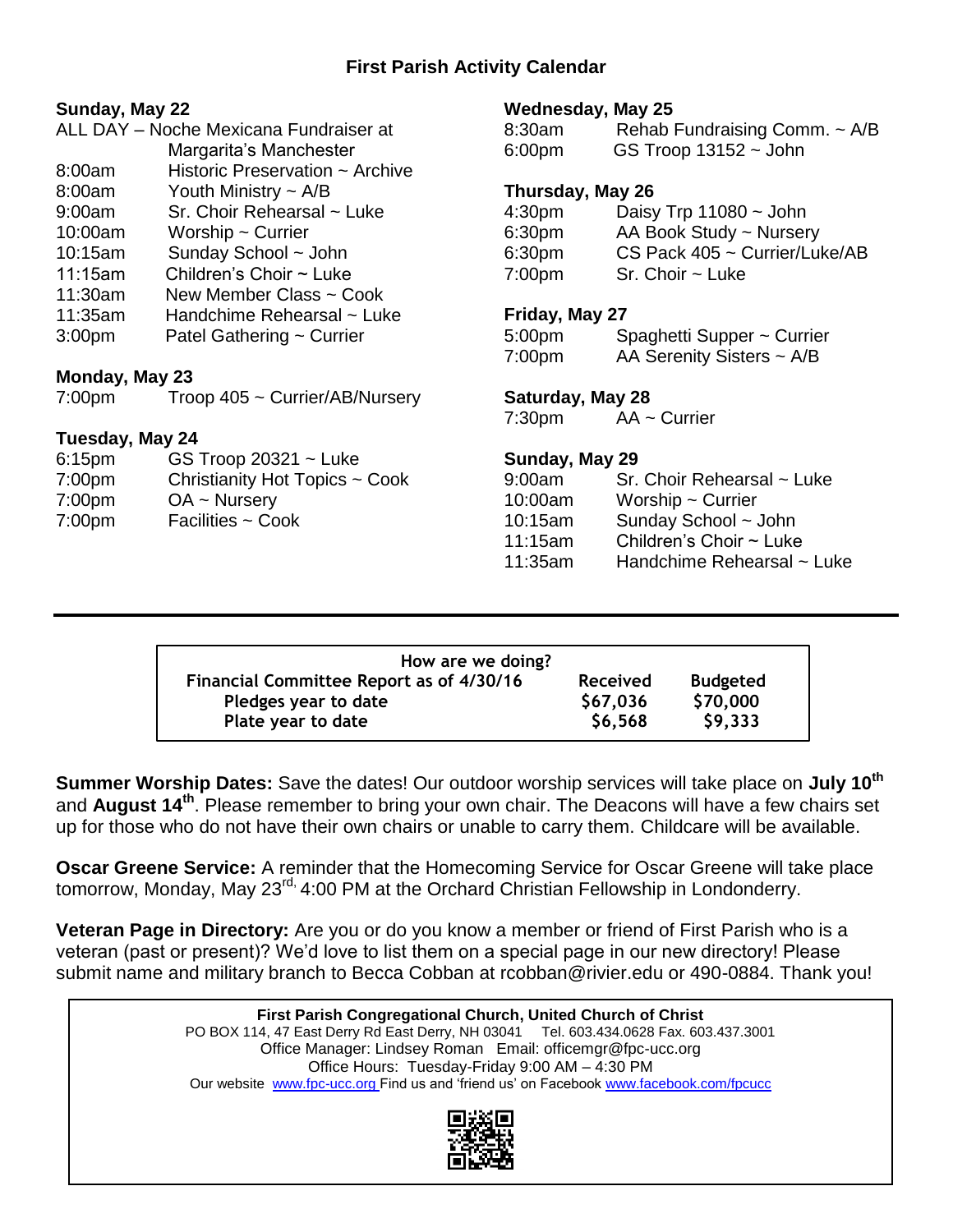# First Parish Activity Calendar

**Sunday, May 22**

ALL DAY – Noche Mexicana Fundraiser at Margarita's Manchester

| | |
|---|---|
| 8:00am | Historic Preservation ~ Archive |
| 8:00am | Youth Ministry ~ A/B |
| 9:00am | Sr. Choir Rehearsal ~ Luke |
| 10:00am | Worship ~ Currier |
| 10:15am | Sunday School ~ John |
| 11:15am | Children's Choir ~ Luke |
| 11:30am | New Member Class ~ Cook |
| 11:35am | Handchime Rehearsal ~ Luke |
| 3:00pm | Patel Gathering ~ Currier |

**Monday, May 23**

| | |
|---|---|
| 7:00pm | Troop 405 ~ Currier/AB/Nursery |

**Tuesday, May 24**

| | |
|---|---|
| 6:15pm | GS Troop 20321 ~ Luke |
| 7:00pm | Christianity Hot Topics ~ Cook |
| 7:00pm | OA ~ Nursery |
| 7:00pm | Facilities ~ Cook |

**Wednesday, May 25**

| | |
|---|---|
| 8:30am | Rehab Fundraising Comm. ~ A/B |
| 6:00pm | GS Troop 13152 ~ John |

**Thursday, May 26**

| | |
|---|---|
| 4:30pm | Daisy Trp 11080 ~ John |
| 6:30pm | AA Book Study ~ Nursery |
| 6:30pm | CS Pack 405 ~ Currier/Luke/AB |
| 7:00pm | Sr. Choir ~ Luke |

**Friday, May 27**

| | |
|---|---|
| 5:00pm | Spaghetti Supper ~ Currier |
| 7:00pm | AA Serenity Sisters ~ A/B |

**Saturday, May 28**

| | |
|---|---|
| 7:30pm | AA ~ Currier |

**Sunday, May 29**

| | |
|---|---|
| 9:00am | Sr. Choir Rehearsal ~ Luke |
| 10:00am | Worship ~ Currier |
| 10:15am | Sunday School ~ John |
| 11:15am | Children's Choir ~ Luke |
| 11:35am | Handchime Rehearsal ~ Luke |

---

**How are we doing?**

| Financial Committee Report as of 4/30/16 | Received | Budgeted |
|---|---|---|
| Pledges year to date | $67,036 | $70,000 |
| Plate year to date | $6,568 | $9,333 |

**Summer Worship Dates:** Save the dates! Our outdoor worship services will take place on **July 10th** and **August 14th**. Please remember to bring your own chair. The Deacons will have a few chairs set up for those who do not have their own chairs or unable to carry them. Childcare will be available.

**Oscar Greene Service:** A reminder that the Homecoming Service for Oscar Greene will take place tomorrow, Monday, May 23rd, 4:00 PM at the Orchard Christian Fellowship in Londonderry.

**Veteran Page in Directory:** Are you or do you know a member or friend of First Parish who is a veteran (past or present)? We'd love to list them on a special page in our new directory! Please submit name and military branch to Becca Cobban at rcobban@rivier.edu or 490-0884. Thank you!

**First Parish Congregational Church, United Church of Christ**
PO BOX 114, 47 East Derry Rd East Derry, NH 03041 Tel. 603.434.0628 Fax. 603.437.3001
Office Manager: Lindsey Roman Email: officemgr@fpc-ucc.org
Office Hours: Tuesday-Friday 9:00 AM – 4:30 PM
Our website www.fpc-ucc.org Find us and 'friend us' on Facebook www.facebook.com/fpcucc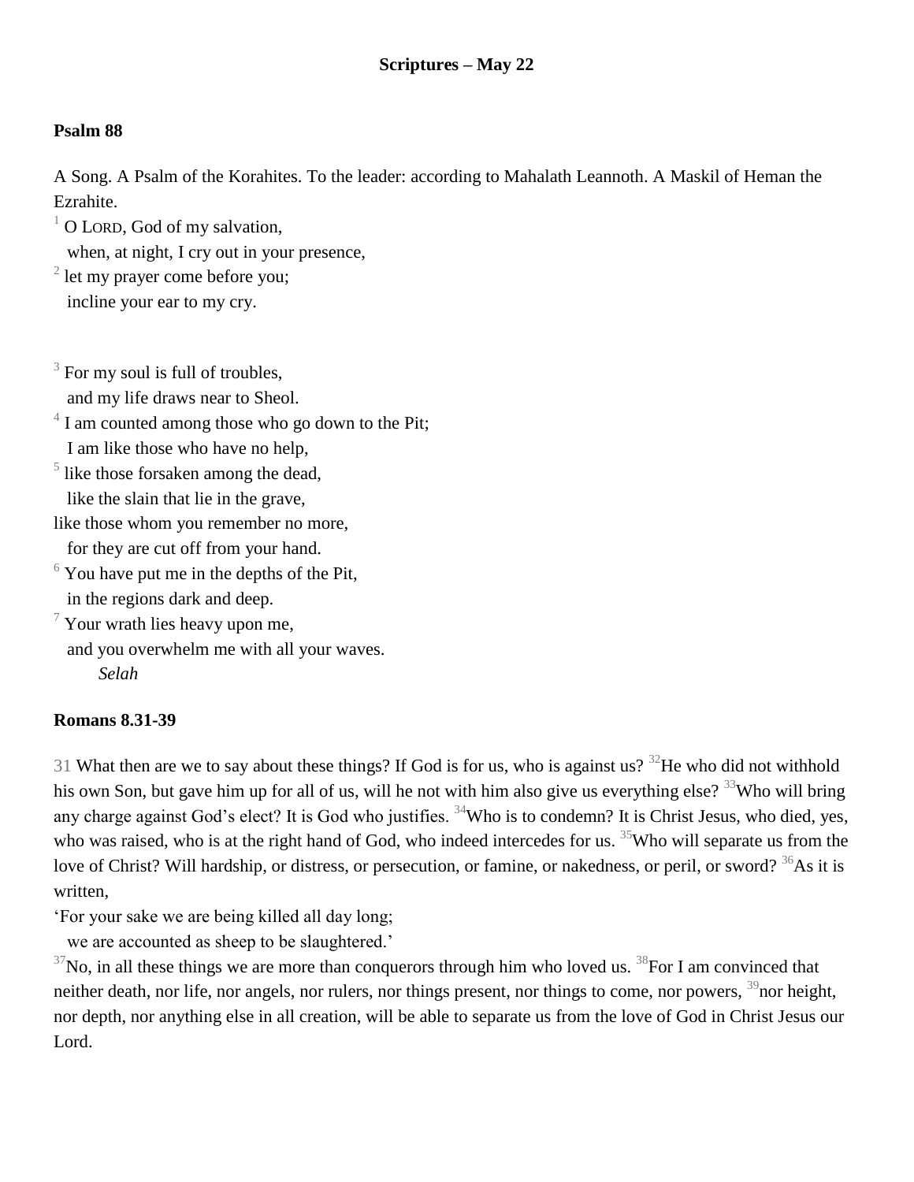**Scriptures – May 22**

**Psalm 88**

A Song. A Psalm of the Korahites. To the leader: according to Mahalath Leannoth. A Maskil of Heman the Ezrahite.

[1] O LORD, God of my salvation,
   when, at night, I cry out in your presence,
[2] let my prayer come before you;
   incline your ear to my cry.

[3] For my soul is full of troubles,
   and my life draws near to Sheol.
[4] I am counted among those who go down to the Pit;
   I am like those who have no help,
[5] like those forsaken among the dead,
   like the slain that lie in the grave,
like those whom you remember no more,
   for they are cut off from your hand.
[6] You have put me in the depths of the Pit,
   in the regions dark and deep.
[7] Your wrath lies heavy upon me,
   and you overwhelm me with all your waves.
      *Selah*

**Romans 8.31-39**

31 What then are we to say about these things? If God is for us, who is against us? [32]He who did not withhold his own Son, but gave him up for all of us, will he not with him also give us everything else? [33]Who will bring any charge against God's elect? It is God who justifies. [34]Who is to condemn? It is Christ Jesus, who died, yes, who was raised, who is at the right hand of God, who indeed intercedes for us. [35]Who will separate us from the love of Christ? Will hardship, or distress, or persecution, or famine, or nakedness, or peril, or sword? [36]As it is written,

'For your sake we are being killed all day long;
   we are accounted as sheep to be slaughtered.'

[37]No, in all these things we are more than conquerors through him who loved us. [38]For I am convinced that neither death, nor life, nor angels, nor rulers, nor things present, nor things to come, nor powers, [39]nor height, nor depth, nor anything else in all creation, will be able to separate us from the love of God in Christ Jesus our Lord.